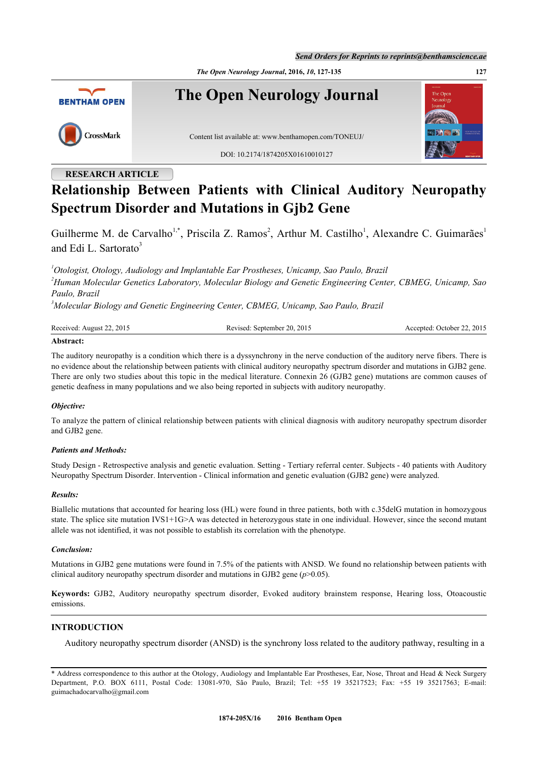RESEARCH ARTICLE

# Relationship Between Patients with Clinical Auditory Neuropathy Spectrum Disorder and Mutations in Gjb2 Gene

Guilherme M. de Carvalho[1,*], Priscila Z. Ramos[2], Arthur M. Castilho[1], Alexandre C. Guimarães[1] and Edi L. Sartorato[3]

[1]*Otologist, Otology, Audiology and Implantable Ear Prostheses, Unicamp, Sao Paulo, Brazil*
[2]*Human Molecular Genetics Laboratory, Molecular Biology and Genetic Engineering Center, CBMEG, Unicamp, Sao Paulo, Brazil*
[3]*Molecular Biology and Genetic Engineering Center, CBMEG, Unicamp, Sao Paulo, Brazil*

Received: August 22, 2015 Revised: September 20, 2015 Accepted: October 22, 2015

**Abstract:**

The auditory neuropathy is a condition which there is a dyssynchrony in the nerve conduction of the auditory nerve fibers. There is no evidence about the relationship between patients with clinical auditory neuropathy spectrum disorder and mutations in GJB2 gene. There are only two studies about this topic in the medical literature. Connexin 26 (GJB2 gene) mutations are common causes of genetic deafness in many populations and we also being reported in subjects with auditory neuropathy.

***Objective:***

To analyze the pattern of clinical relationship between patients with clinical diagnosis with auditory neuropathy spectrum disorder and GJB2 gene.

***Patients and Methods:***

Study Design - Retrospective analysis and genetic evaluation. Setting - Tertiary referral center. Subjects - 40 patients with Auditory Neuropathy Spectrum Disorder. Intervention - Clinical information and genetic evaluation (GJB2 gene) were analyzed.

***Results:***

Biallelic mutations that accounted for hearing loss (HL) were found in three patients, both with c.35delG mutation in homozygous state. The splice site mutation IVS1+1G>A was detected in heterozygous state in one individual. However, since the second mutant allele was not identified, it was not possible to establish its correlation with the phenotype.

***Conclusion:***

Mutations in GJB2 gene mutations were found in 7.5% of the patients with ANSD. We found no relationship between patients with clinical auditory neuropathy spectrum disorder and mutations in GJB2 gene ($p$>0.05).

**Keywords:** GJB2, Auditory neuropathy spectrum disorder, Evoked auditory brainstem response, Hearing loss, Otoacoustic emissions.

## INTRODUCTION

Auditory neuropathy spectrum disorder (ANSD) is the synchrony loss related to the auditory pathway, resulting in a

* Address correspondence to this author at the Otology, Audiology and Implantable Ear Prostheses, Ear, Nose, Throat and Head & Neck Surgery Department, P.O. BOX 6111, Postal Code: 13081-970, São Paulo, Brazil; Tel: +55 19 35217523; Fax: +55 19 35217563; E-mail: guimachadocarvalho@gmail.com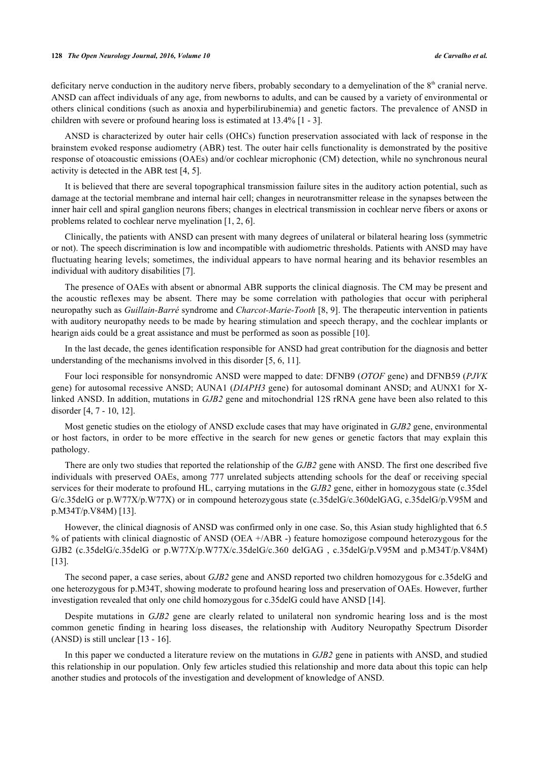deficitary nerve conduction in the auditory nerve fibers, probably secondary to a demyelination of the 8th cranial nerve. ANSD can affect individuals of any age, from newborns to adults, and can be caused by a variety of environmental or others clinical conditions (such as anoxia and hyperbilirubinemia) and genetic factors. The prevalence of ANSD in children with severe or profound hearing loss is estimated at 13.4% [1 - 3].

ANSD is characterized by outer hair cells (OHCs) function preservation associated with lack of response in the brainstem evoked response audiometry (ABR) test. The outer hair cells functionality is demonstrated by the positive response of otoacoustic emissions (OAEs) and/or cochlear microphonic (CM) detection, while no synchronous neural activity is detected in the ABR test [4, 5].

It is believed that there are several topographical transmission failure sites in the auditory action potential, such as damage at the tectorial membrane and internal hair cell; changes in neurotransmitter release in the synapses between the inner hair cell and spiral ganglion neurons fibers; changes in electrical transmission in cochlear nerve fibers or axons or problems related to cochlear nerve myelination [1, 2, 6].

Clinically, the patients with ANSD can present with many degrees of unilateral or bilateral hearing loss (symmetric or not). The speech discrimination is low and incompatible with audiometric thresholds. Patients with ANSD may have fluctuating hearing levels; sometimes, the individual appears to have normal hearing and its behavior resembles an individual with auditory disabilities [7].

The presence of OAEs with absent or abnormal ABR supports the clinical diagnosis. The CM may be present and the acoustic reflexes may be absent. There may be some correlation with pathologies that occur with peripheral neuropathy such as *Guillain-Barré* syndrome and *Charcot-Marie-Tooth* [8, 9]. The therapeutic intervention in patients with auditory neuropathy needs to be made by hearing stimulation and speech therapy, and the cochlear implants or hearign aids could be a great assistance and must be performed as soon as possible [10].

In the last decade, the genes identification responsible for ANSD had great contribution for the diagnosis and better understanding of the mechanisms involved in this disorder [5, 6, 11].

Four loci responsible for nonsyndromic ANSD were mapped to date: DFNB9 (*OTOF* gene) and DFNB59 (*PJVK* gene) for autosomal recessive ANSD; AUNA1 (*DIAPH3* gene) for autosomal dominant ANSD; and AUNX1 for X-linked ANSD. In addition, mutations in *GJB2* gene and mitochondrial 12S rRNA gene have been also related to this disorder [4, 7 - 10, 12].

Most genetic studies on the etiology of ANSD exclude cases that may have originated in *GJB2* gene, environmental or host factors, in order to be more effective in the search for new genes or genetic factors that may explain this pathology.

There are only two studies that reported the relationship of the *GJB2* gene with ANSD. The first one described five individuals with preserved OAEs, among 777 unrelated subjects attending schools for the deaf or receiving special services for their moderate to profound HL, carrying mutations in the *GJB2* gene, either in homozygous state (c.35del G/c.35delG or p.W77X/p.W77X) or in compound heterozygous state (c.35delG/c.360delGAG, c.35delG/p.V95M and p.M34T/p.V84M) [13].

However, the clinical diagnosis of ANSD was confirmed only in one case. So, this Asian study highlighted that 6.5 % of patients with clinical diagnostic of ANSD (OEA +/ABR -) feature homozigose compound heterozygous for the GJB2 (c.35delG/c.35delG or p.W77X/p.W77X/c.35delG/c.360 delGAG , c.35delG/p.V95M and p.M34T/p.V84M) [13].

The second paper, a case series, about *GJB2* gene and ANSD reported two children homozygous for c.35delG and one heterozygous for p.M34T, showing moderate to profound hearing loss and preservation of OAEs. However, further investigation revealed that only one child homozygous for c.35delG could have ANSD [14].

Despite mutations in *GJB2* gene are clearly related to unilateral non syndromic hearing loss and is the most common genetic finding in hearing loss diseases, the relationship with Auditory Neuropathy Spectrum Disorder (ANSD) is still unclear [13 - 16].

In this paper we conducted a literature review on the mutations in *GJB2* gene in patients with ANSD, and studied this relationship in our population. Only few articles studied this relationship and more data about this topic can help another studies and protocols of the investigation and development of knowledge of ANSD.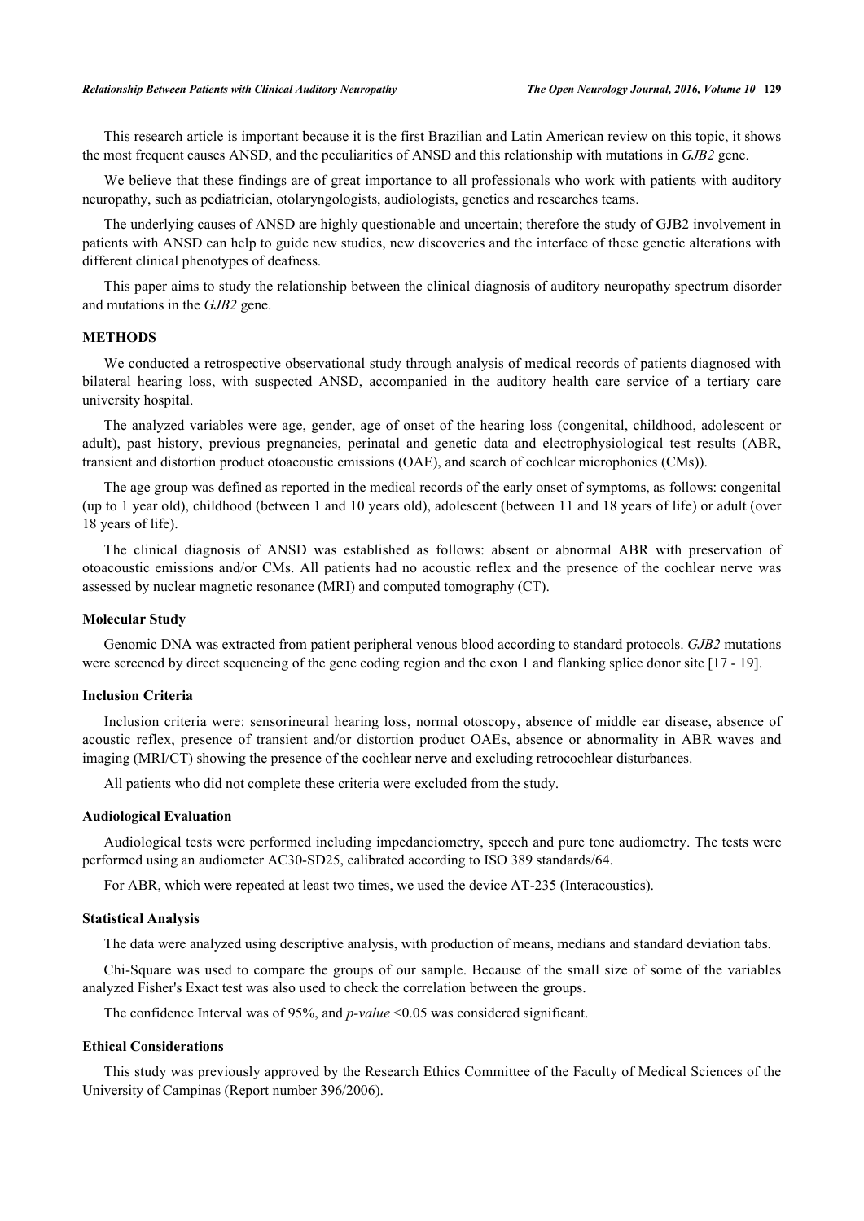This research article is important because it is the first Brazilian and Latin American review on this topic, it shows the most frequent causes ANSD, and the peculiarities of ANSD and this relationship with mutations in *GJB2* gene.

We believe that these findings are of great importance to all professionals who work with patients with auditory neuropathy, such as pediatrician, otolaryngologists, audiologists, genetics and researches teams.

The underlying causes of ANSD are highly questionable and uncertain; therefore the study of GJB2 involvement in patients with ANSD can help to guide new studies, new discoveries and the interface of these genetic alterations with different clinical phenotypes of deafness.

This paper aims to study the relationship between the clinical diagnosis of auditory neuropathy spectrum disorder and mutations in the *GJB2* gene.

## METHODS

We conducted a retrospective observational study through analysis of medical records of patients diagnosed with bilateral hearing loss, with suspected ANSD, accompanied in the auditory health care service of a tertiary care university hospital.

The analyzed variables were age, gender, age of onset of the hearing loss (congenital, childhood, adolescent or adult), past history, previous pregnancies, perinatal and genetic data and electrophysiological test results (ABR, transient and distortion product otoacoustic emissions (OAE), and search of cochlear microphonics (CMs)).

The age group was defined as reported in the medical records of the early onset of symptoms, as follows: congenital (up to 1 year old), childhood (between 1 and 10 years old), adolescent (between 11 and 18 years of life) or adult (over 18 years of life).

The clinical diagnosis of ANSD was established as follows: absent or abnormal ABR with preservation of otoacoustic emissions and/or CMs. All patients had no acoustic reflex and the presence of the cochlear nerve was assessed by nuclear magnetic resonance (MRI) and computed tomography (CT).

### Molecular Study

Genomic DNA was extracted from patient peripheral venous blood according to standard protocols. *GJB2* mutations were screened by direct sequencing of the gene coding region and the exon 1 and flanking splice donor site [17 - 19].

### Inclusion Criteria

Inclusion criteria were: sensorineural hearing loss, normal otoscopy, absence of middle ear disease, absence of acoustic reflex, presence of transient and/or distortion product OAEs, absence or abnormality in ABR waves and imaging (MRI/CT) showing the presence of the cochlear nerve and excluding retrocochlear disturbances.

All patients who did not complete these criteria were excluded from the study.

### Audiological Evaluation

Audiological tests were performed including impedanciometry, speech and pure tone audiometry. The tests were performed using an audiometer AC30-SD25, calibrated according to ISO 389 standards/64.

For ABR, which were repeated at least two times, we used the device AT-235 (Interacoustics).

### Statistical Analysis

The data were analyzed using descriptive analysis, with production of means, medians and standard deviation tabs.

Chi-Square was used to compare the groups of our sample. Because of the small size of some of the variables analyzed Fisher's Exact test was also used to check the correlation between the groups.

The confidence Interval was of 95%, and *p-value* <0.05 was considered significant.

### Ethical Considerations

This study was previously approved by the Research Ethics Committee of the Faculty of Medical Sciences of the University of Campinas (Report number 396/2006).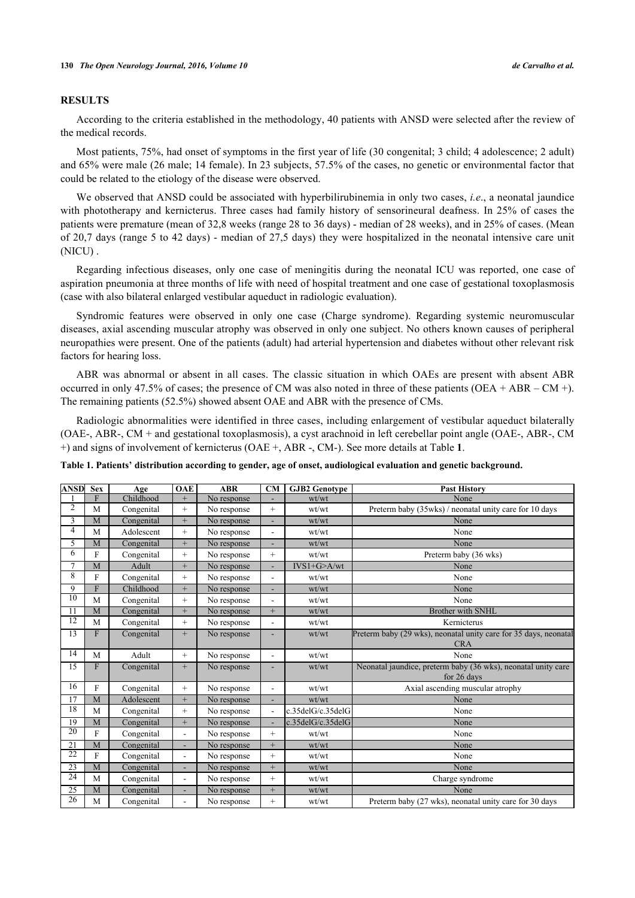## RESULTS

According to the criteria established in the methodology, 40 patients with ANSD were selected after the review of the medical records.

Most patients, 75%, had onset of symptoms in the first year of life (30 congenital; 3 child; 4 adolescence; 2 adult) and 65% were male (26 male; 14 female). In 23 subjects, 57.5% of the cases, no genetic or environmental factor that could be related to the etiology of the disease were observed.

We observed that ANSD could be associated with hyperbilirubinemia in only two cases, *i.e*., a neonatal jaundice with phototherapy and kernicterus. Three cases had family history of sensorineural deafness. In 25% of cases the patients were premature (mean of 32,8 weeks (range 28 to 36 days) - median of 28 weeks), and in 25% of cases. (Mean of 20,7 days (range 5 to 42 days) - median of 27,5 days) they were hospitalized in the neonatal intensive care unit (NICU) .

Regarding infectious diseases, only one case of meningitis during the neonatal ICU was reported, one case of aspiration pneumonia at three months of life with need of hospital treatment and one case of gestational toxoplasmosis (case with also bilateral enlarged vestibular aqueduct in radiologic evaluation).

Syndromic features were observed in only one case (Charge syndrome). Regarding systemic neuromuscular diseases, axial ascending muscular atrophy was observed in only one subject. No others known causes of peripheral neuropathies were present. One of the patients (adult) had arterial hypertension and diabetes without other relevant risk factors for hearing loss.

ABR was abnormal or absent in all cases. The classic situation in which OAEs are present with absent ABR occurred in only 47.5% of cases; the presence of CM was also noted in three of these patients (OEA + ABR – CM +). The remaining patients (52.5%) showed absent OAE and ABR with the presence of CMs.

Radiologic abnormalities were identified in three cases, including enlargement of vestibular aqueduct bilaterally (OAE-, ABR-, CM + and gestational toxoplasmosis), a cyst arachnoid in left cerebellar point angle (OAE-, ABR-, CM +) and signs of involvement of kernicterus (OAE +, ABR -, CM-). See more details at Table **1**.

**Table 1. Patients' distribution according to gender, age of onset, audiological evaluation and genetic background.**

| ANSD | Sex | Age | OAE | ABR | CM | GJB2 Genotype | Past History |
|---|---|---|---|---|---|---|---|
| 1 | F | Childhood | + | No response | - | wt/wt | None |
| 2 | M | Congenital | + | No response | + | wt/wt | Preterm baby (35wks) / neonatal unity care for 10 days |
| 3 | M | Congenital | + | No response | - | wt/wt | None |
| 4 | M | Adolescent | + | No response | - | wt/wt | None |
| 5 | M | Congenital | + | No response | - | wt/wt | None |
| 6 | F | Congenital | + | No response | + | wt/wt | Preterm baby (36 wks) |
| 7 | M | Adult | + | No response | - | IVS1+G>A/wt | None |
| 8 | F | Congenital | + | No response | - | wt/wt | None |
| 9 | F | Childhood | + | No response | - | wt/wt | None |
| 10 | M | Congenital | + | No response | - | wt/wt | None |
| 11 | M | Congenital | + | No response | + | wt/wt | Brother with SNHL |
| 12 | M | Congenital | + | No response | - | wt/wt | Kernicterus |
| 13 | F | Congenital | + | No response | - | wt/wt | Preterm baby (29 wks), neonatal unity care for 35 days, neonatal CRA |
| 14 | M | Adult | + | No response | - | wt/wt | None |
| 15 | F | Congenital | + | No response | - | wt/wt | Neonatal jaundice, preterm baby (36 wks), neonatal unity care for 26 days |
| 16 | F | Congenital | + | No response | - | wt/wt | Axial ascending muscular atrophy |
| 17 | M | Adolescent | + | No response | - | wt/wt | None |
| 18 | M | Congenital | + | No response | - | c.35delG/c.35delG | None |
| 19 | M | Congenital | + | No response | - | c.35delG/c.35delG | None |
| 20 | F | Congenital | - | No response | + | wt/wt | None |
| 21 | M | Congenital | - | No response | + | wt/wt | None |
| 22 | F | Congenital | - | No response | + | wt/wt | None |
| 23 | M | Congenital | - | No response | + | wt/wt | None |
| 24 | M | Congenital | - | No response | + | wt/wt | Charge syndrome |
| 25 | M | Congenital | - | No response | + | wt/wt | None |
| 26 | M | Congenital | - | No response | + | wt/wt | Preterm baby (27 wks), neonatal unity care for 30 days |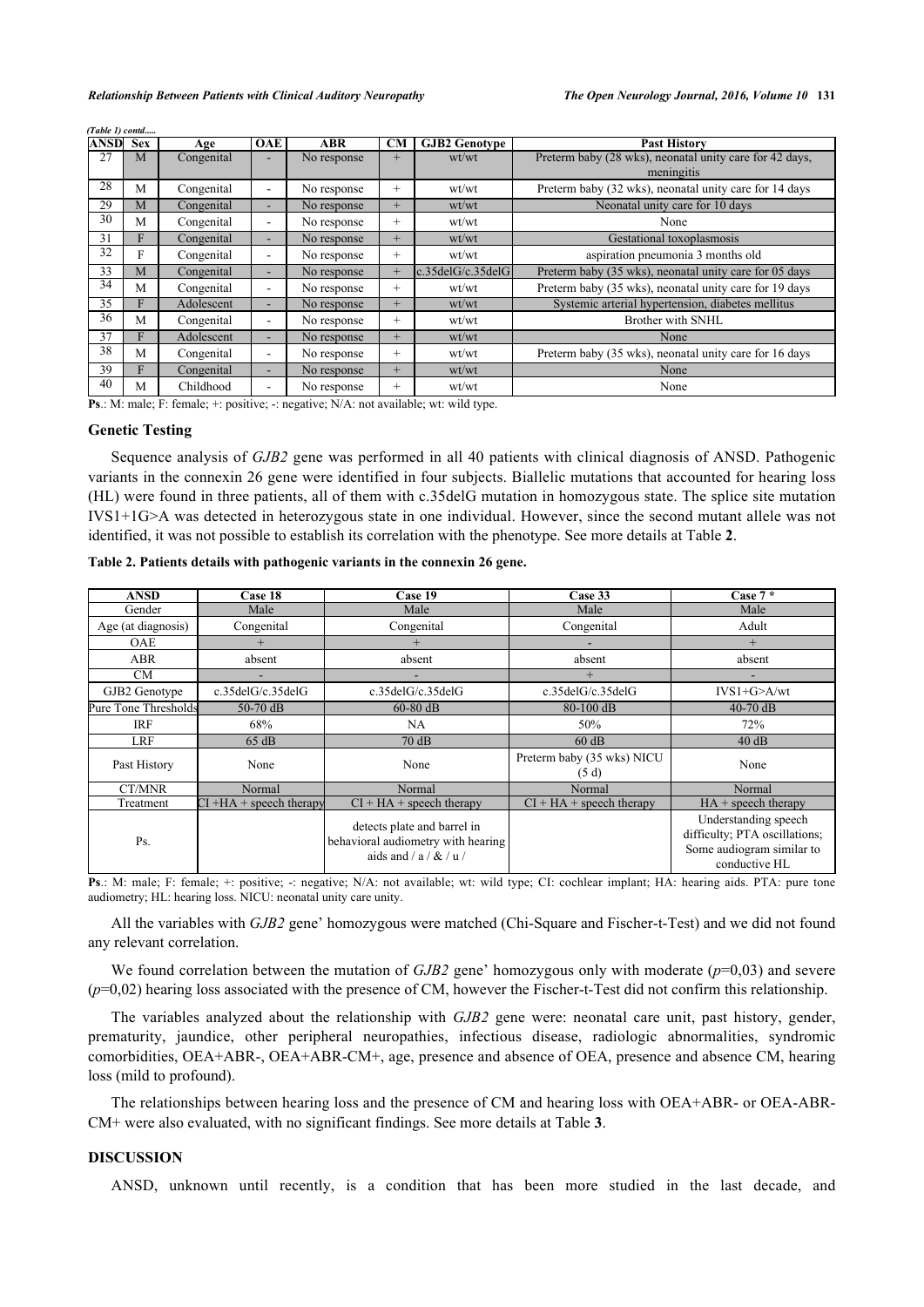*(Table 1) contd.....*

| ANSD | Sex | Age | OAE | ABR | CM | GJB2 Genotype | Past History |
|---|---|---|---|---|---|---|---|
| 27 | M | Congenital | - | No response | + | wt/wt | Preterm baby (28 wks), neonatal unity care for 42 days, meningitis |
| 28 | M | Congenital | - | No response | + | wt/wt | Preterm baby (32 wks), neonatal unity care for 14 days |
| 29 | M | Congenital | - | No response | + | wt/wt | Neonatal unity care for 10 days |
| 30 | M | Congenital | - | No response | + | wt/wt | None |
| 31 | F | Congenital | - | No response | + | wt/wt | Gestational toxoplasmosis |
| 32 | F | Congenital | - | No response | + | wt/wt | aspiration pneumonia 3 months old |
| 33 | M | Congenital | - | No response | + | c.35delG/c.35delG | Preterm baby (35 wks), neonatal unity care for 05 days |
| 34 | M | Congenital | - | No response | + | wt/wt | Preterm baby (35 wks), neonatal unity care for 19 days |
| 35 | F | Adolescent | - | No response | + | wt/wt | Systemic arterial hypertension, diabetes mellitus |
| 36 | M | Congenital | - | No response | + | wt/wt | Brother with SNHL |
| 37 | F | Adolescent | - | No response | + | wt/wt | None |
| 38 | M | Congenital | - | No response | + | wt/wt | Preterm baby (35 wks), neonatal unity care for 16 days |
| 39 | F | Congenital | - | No response | + | wt/wt | None |
| 40 | M | Childhood | - | No response | + | wt/wt | None |

**Ps**.: M: male; F: female; +: positive; -: negative; N/A: not available; wt: wild type.

### Genetic Testing

Sequence analysis of *GJB2* gene was performed in all 40 patients with clinical diagnosis of ANSD. Pathogenic variants in the connexin 26 gene were identified in four subjects. Biallelic mutations that accounted for hearing loss (HL) were found in three patients, all of them with c.35delG mutation in homozygous state. The splice site mutation IVS1+1G>A was detected in heterozygous state in one individual. However, since the second mutant allele was not identified, it was not possible to establish its correlation with the phenotype. See more details at Table **2**.

**Table 2. Patients details with pathogenic variants in the connexin 26 gene.**

| ANSD | Case 18 | Case 19 | Case 33 | Case 7 * |
|---|---|---|---|---|
| Gender | Male | Male | Male | Male |
| Age (at diagnosis) | Congenital | Congenital | Congenital | Adult |
| OAE | + | + | - | + |
| ABR | absent | absent | absent | absent |
| CM | - | - | + | - |
| GJB2 Genotype | c.35delG/c.35delG | c.35delG/c.35delG | c.35delG/c.35delG | IVS1+G>A/wt |
| Pure Tone Thresholds | 50-70 dB | 60-80 dB | 80-100 dB | 40-70 dB |
| IRF | 68% | NA | 50% | 72% |
| LRF | 65 dB | 70 dB | 60 dB | 40 dB |
| Past History | None | None | Preterm baby (35 wks) NICU (5 d) | None |
| CT/MNR | Normal | Normal | Normal | Normal |
| Treatment | CI +HA + speech therapy | CI + HA + speech therapy | CI + HA + speech therapy | HA + speech therapy |
| Ps. | | detects plate and barrel in behavioral audiometry with hearing aids and / a / & / u / | | Understanding speech difficulty; PTA oscillations; Some audiogram similar to conductive HL |

**Ps**.: M: male; F: female; +: positive; -: negative; N/A: not available; wt: wild type; CI: cochlear implant; HA: hearing aids. PTA: pure tone audiometry; HL: hearing loss. NICU: neonatal unity care unity.

All the variables with *GJB2* gene' homozygous were matched (Chi-Square and Fischer-t-Test) and we did not found any relevant correlation.

We found correlation between the mutation of *GJB2* gene' homozygous only with moderate ($p$=0,03) and severe ($p$=0,02) hearing loss associated with the presence of CM, however the Fischer-t-Test did not confirm this relationship.

The variables analyzed about the relationship with *GJB2* gene were: neonatal care unit, past history, gender, prematurity, jaundice, other peripheral neuropathies, infectious disease, radiologic abnormalities, syndromic comorbidities, OEA+ABR-, OEA+ABR-CM+, age, presence and absence of OEA, presence and absence CM, hearing loss (mild to profound).

The relationships between hearing loss and the presence of CM and hearing loss with OEA+ABR- or OEA-ABR-CM+ were also evaluated, with no significant findings. See more details at Table **3**.

## DISCUSSION

ANSD, unknown until recently, is a condition that has been more studied in the last decade, and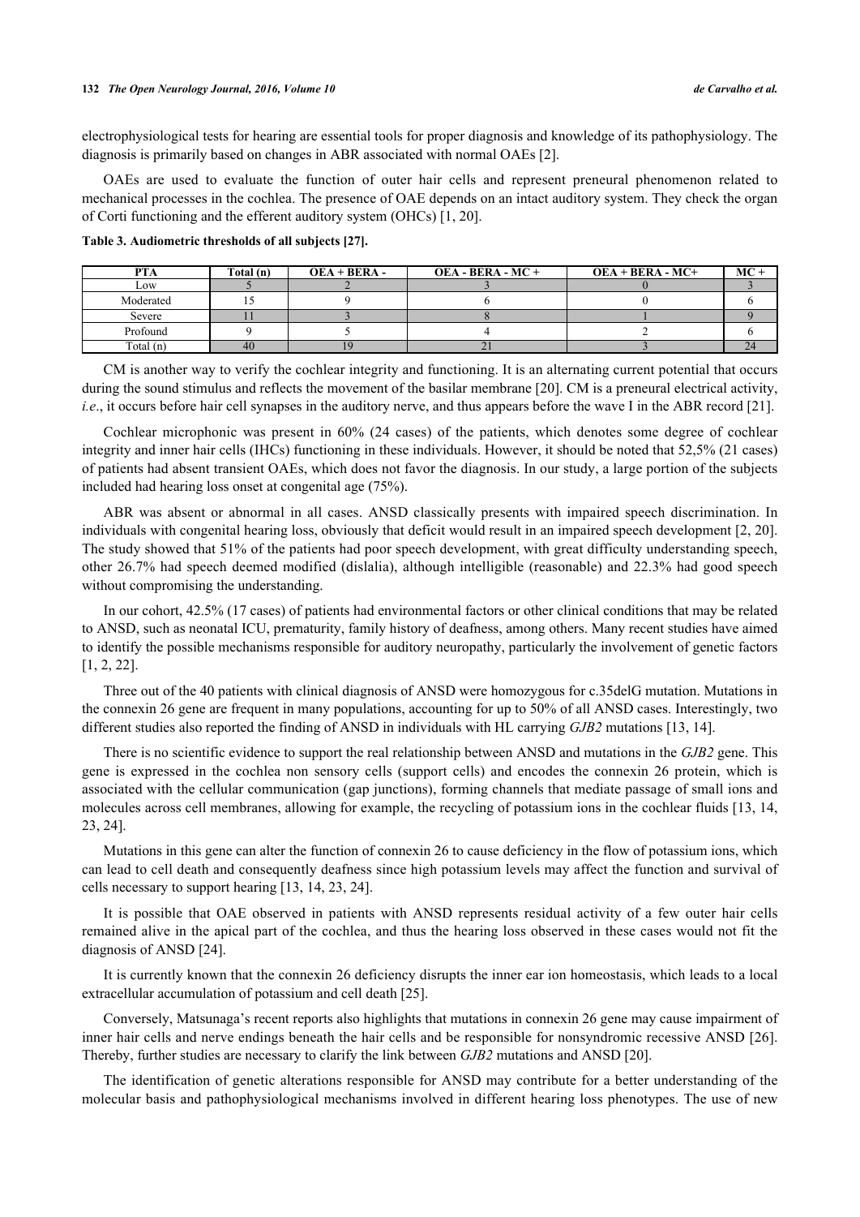electrophysiological tests for hearing are essential tools for proper diagnosis and knowledge of its pathophysiology. The diagnosis is primarily based on changes in ABR associated with normal OAEs [2].

OAEs are used to evaluate the function of outer hair cells and represent preneural phenomenon related to mechanical processes in the cochlea. The presence of OAE depends on an intact auditory system. They check the organ of Corti functioning and the efferent auditory system (OHCs) [1, 20].

**Table 3. Audiometric thresholds of all subjects [27].**

| PTA | Total (n) | OEA + BERA - | OEA - BERA - MC + | OEA + BERA - MC+ | MC + |
|---|---|---|---|---|---|
| Low | 5 | 2 | 3 | 0 | 3 |
| Moderated | 15 | 9 | 6 | 0 | 6 |
| Severe | 11 | 3 | 8 | 1 | 9 |
| Profound | 9 | 5 | 4 | 2 | 6 |
| Total (n) | 40 | 19 | 21 | 3 | 24 |

CM is another way to verify the cochlear integrity and functioning. It is an alternating current potential that occurs during the sound stimulus and reflects the movement of the basilar membrane [20]. CM is a preneural electrical activity, *i.e*., it occurs before hair cell synapses in the auditory nerve, and thus appears before the wave I in the ABR record [21].

Cochlear microphonic was present in 60% (24 cases) of the patients, which denotes some degree of cochlear integrity and inner hair cells (IHCs) functioning in these individuals. However, it should be noted that 52,5% (21 cases) of patients had absent transient OAEs, which does not favor the diagnosis. In our study, a large portion of the subjects included had hearing loss onset at congenital age (75%).

ABR was absent or abnormal in all cases. ANSD classically presents with impaired speech discrimination. In individuals with congenital hearing loss, obviously that deficit would result in an impaired speech development [2, 20]. The study showed that 51% of the patients had poor speech development, with great difficulty understanding speech, other 26.7% had speech deemed modified (dislalia), although intelligible (reasonable) and 22.3% had good speech without compromising the understanding.

In our cohort, 42.5% (17 cases) of patients had environmental factors or other clinical conditions that may be related to ANSD, such as neonatal ICU, prematurity, family history of deafness, among others. Many recent studies have aimed to identify the possible mechanisms responsible for auditory neuropathy, particularly the involvement of genetic factors [1, 2, 22].

Three out of the 40 patients with clinical diagnosis of ANSD were homozygous for c.35delG mutation. Mutations in the connexin 26 gene are frequent in many populations, accounting for up to 50% of all ANSD cases. Interestingly, two different studies also reported the finding of ANSD in individuals with HL carrying *GJB2* mutations [13, 14].

There is no scientific evidence to support the real relationship between ANSD and mutations in the *GJB2* gene. This gene is expressed in the cochlea non sensory cells (support cells) and encodes the connexin 26 protein, which is associated with the cellular communication (gap junctions), forming channels that mediate passage of small ions and molecules across cell membranes, allowing for example, the recycling of potassium ions in the cochlear fluids [13, 14, 23, 24].

Mutations in this gene can alter the function of connexin 26 to cause deficiency in the flow of potassium ions, which can lead to cell death and consequently deafness since high potassium levels may affect the function and survival of cells necessary to support hearing [13, 14, 23, 24].

It is possible that OAE observed in patients with ANSD represents residual activity of a few outer hair cells remained alive in the apical part of the cochlea, and thus the hearing loss observed in these cases would not fit the diagnosis of ANSD [24].

It is currently known that the connexin 26 deficiency disrupts the inner ear ion homeostasis, which leads to a local extracellular accumulation of potassium and cell death [25].

Conversely, Matsunaga's recent reports also highlights that mutations in connexin 26 gene may cause impairment of inner hair cells and nerve endings beneath the hair cells and be responsible for nonsyndromic recessive ANSD [26]. Thereby, further studies are necessary to clarify the link between *GJB2* mutations and ANSD [20].

The identification of genetic alterations responsible for ANSD may contribute for a better understanding of the molecular basis and pathophysiological mechanisms involved in different hearing loss phenotypes. The use of new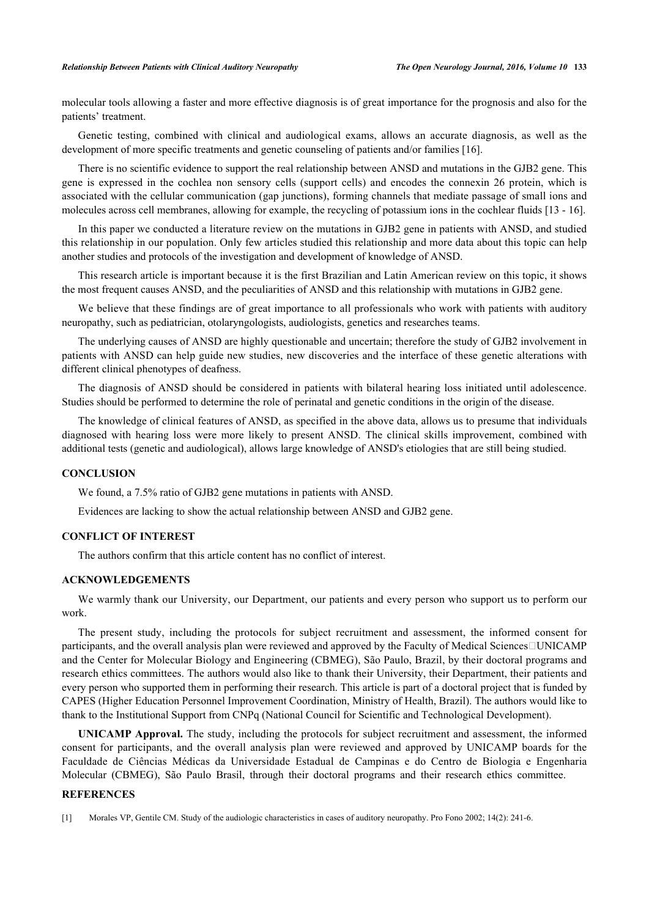molecular tools allowing a faster and more effective diagnosis is of great importance for the prognosis and also for the patients' treatment.

Genetic testing, combined with clinical and audiological exams, allows an accurate diagnosis, as well as the development of more specific treatments and genetic counseling of patients and/or families [16].

There is no scientific evidence to support the real relationship between ANSD and mutations in the GJB2 gene. This gene is expressed in the cochlea non sensory cells (support cells) and encodes the connexin 26 protein, which is associated with the cellular communication (gap junctions), forming channels that mediate passage of small ions and molecules across cell membranes, allowing for example, the recycling of potassium ions in the cochlear fluids [13 - 16].

In this paper we conducted a literature review on the mutations in GJB2 gene in patients with ANSD, and studied this relationship in our population. Only few articles studied this relationship and more data about this topic can help another studies and protocols of the investigation and development of knowledge of ANSD.

This research article is important because it is the first Brazilian and Latin American review on this topic, it shows the most frequent causes ANSD, and the peculiarities of ANSD and this relationship with mutations in GJB2 gene.

We believe that these findings are of great importance to all professionals who work with patients with auditory neuropathy, such as pediatrician, otolaryngologists, audiologists, genetics and researches teams.

The underlying causes of ANSD are highly questionable and uncertain; therefore the study of GJB2 involvement in patients with ANSD can help guide new studies, new discoveries and the interface of these genetic alterations with different clinical phenotypes of deafness.

The diagnosis of ANSD should be considered in patients with bilateral hearing loss initiated until adolescence. Studies should be performed to determine the role of perinatal and genetic conditions in the origin of the disease.

The knowledge of clinical features of ANSD, as specified in the above data, allows us to presume that individuals diagnosed with hearing loss were more likely to present ANSD. The clinical skills improvement, combined with additional tests (genetic and audiological), allows large knowledge of ANSD's etiologies that are still being studied.

## CONCLUSION

We found, a 7.5% ratio of GJB2 gene mutations in patients with ANSD.

Evidences are lacking to show the actual relationship between ANSD and GJB2 gene.

## CONFLICT OF INTEREST

The authors confirm that this article content has no conflict of interest.

## ACKNOWLEDGEMENTS

We warmly thank our University, our Department, our patients and every person who support us to perform our work.

The present study, including the protocols for subject recruitment and assessment, the informed consent for participants, and the overall analysis plan were reviewed and approved by the Faculty of Medical Sciences UNICAMP and the Center for Molecular Biology and Engineering (CBMEG), São Paulo, Brazil, by their doctoral programs and research ethics committees. The authors would also like to thank their University, their Department, their patients and every person who supported them in performing their research. This article is part of a doctoral project that is funded by CAPES (Higher Education Personnel Improvement Coordination, Ministry of Health, Brazil). The authors would like to thank to the Institutional Support from CNPq (National Council for Scientific and Technological Development).

**UNICAMP Approval.** The study, including the protocols for subject recruitment and assessment, the informed consent for participants, and the overall analysis plan were reviewed and approved by UNICAMP boards for the Faculdade de Ciências Médicas da Universidade Estadual de Campinas e do Centro de Biologia e Engenharia Molecular (CBMEG), São Paulo Brasil, through their doctoral programs and their research ethics committee.

## REFERENCES

[1] Morales VP, Gentile CM. Study of the audiologic characteristics in cases of auditory neuropathy. Pro Fono 2002; 14(2): 241-6.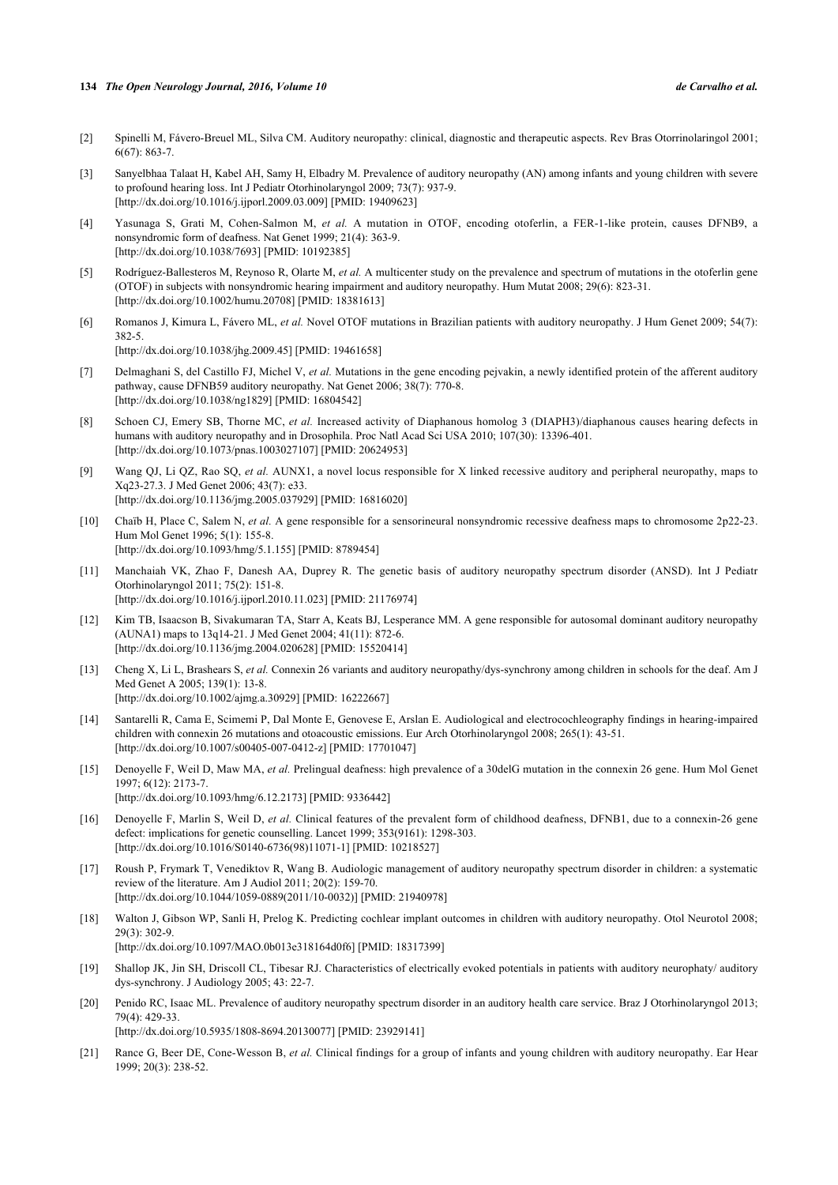[2] Spinelli M, Fávero-Breuel ML, Silva CM. Auditory neuropathy: clinical, diagnostic and therapeutic aspects. Rev Bras Otorrinolaringol 2001; 6(67): 863-7.

[3] Sanyelbhaa Talaat H, Kabel AH, Samy H, Elbadry M. Prevalence of auditory neuropathy (AN) among infants and young children with severe to profound hearing loss. Int J Pediatr Otorhinolaryngol 2009; 73(7): 937-9. [http://dx.doi.org/10.1016/j.ijporl.2009.03.009] [PMID: 19409623]

[4] Yasunaga S, Grati M, Cohen-Salmon M, *et al.* A mutation in OTOF, encoding otoferlin, a FER-1-like protein, causes DFNB9, a nonsyndromic form of deafness. Nat Genet 1999; 21(4): 363-9. [http://dx.doi.org/10.1038/7693] [PMID: 10192385]

[5] Rodríguez-Ballesteros M, Reynoso R, Olarte M, *et al.* A multicenter study on the prevalence and spectrum of mutations in the otoferlin gene (OTOF) in subjects with nonsyndromic hearing impairment and auditory neuropathy. Hum Mutat 2008; 29(6): 823-31. [http://dx.doi.org/10.1002/humu.20708] [PMID: 18381613]

[6] Romanos J, Kimura L, Fávero ML, *et al.* Novel OTOF mutations in Brazilian patients with auditory neuropathy. J Hum Genet 2009; 54(7): 382-5. [http://dx.doi.org/10.1038/jhg.2009.45] [PMID: 19461658]

[7] Delmaghani S, del Castillo FJ, Michel V, *et al.* Mutations in the gene encoding pejvakin, a newly identified protein of the afferent auditory pathway, cause DFNB59 auditory neuropathy. Nat Genet 2006; 38(7): 770-8. [http://dx.doi.org/10.1038/ng1829] [PMID: 16804542]

[8] Schoen CJ, Emery SB, Thorne MC, *et al.* Increased activity of Diaphanous homolog 3 (DIAPH3)/diaphanous causes hearing defects in humans with auditory neuropathy and in Drosophila. Proc Natl Acad Sci USA 2010; 107(30): 13396-401. [http://dx.doi.org/10.1073/pnas.1003027107] [PMID: 20624953]

[9] Wang QJ, Li QZ, Rao SQ, *et al.* AUNX1, a novel locus responsible for X linked recessive auditory and peripheral neuropathy, maps to Xq23-27.3. J Med Genet 2006; 43(7): e33. [http://dx.doi.org/10.1136/jmg.2005.037929] [PMID: 16816020]

[10] Chaïb H, Place C, Salem N, *et al.* A gene responsible for a sensorineural nonsyndromic recessive deafness maps to chromosome 2p22-23. Hum Mol Genet 1996; 5(1): 155-8. [http://dx.doi.org/10.1093/hmg/5.1.155] [PMID: 8789454]

[11] Manchaiah VK, Zhao F, Danesh AA, Duprey R. The genetic basis of auditory neuropathy spectrum disorder (ANSD). Int J Pediatr Otorhinolaryngol 2011; 75(2): 151-8. [http://dx.doi.org/10.1016/j.ijporl.2010.11.023] [PMID: 21176974]

[12] Kim TB, Isaacson B, Sivakumaran TA, Starr A, Keats BJ, Lesperance MM. A gene responsible for autosomal dominant auditory neuropathy (AUNA1) maps to 13q14-21. J Med Genet 2004; 41(11): 872-6. [http://dx.doi.org/10.1136/jmg.2004.020628] [PMID: 15520414]

[13] Cheng X, Li L, Brashears S, *et al.* Connexin 26 variants and auditory neuropathy/dys-synchrony among children in schools for the deaf. Am J Med Genet A 2005; 139(1): 13-8. [http://dx.doi.org/10.1002/ajmg.a.30929] [PMID: 16222667]

[14] Santarelli R, Cama E, Scimemi P, Dal Monte E, Genovese E, Arslan E. Audiological and electrocochleography findings in hearing-impaired children with connexin 26 mutations and otoacoustic emissions. Eur Arch Otorhinolaryngol 2008; 265(1): 43-51. [http://dx.doi.org/10.1007/s00405-007-0412-z] [PMID: 17701047]

[15] Denoyelle F, Weil D, Maw MA, *et al.* Prelingual deafness: high prevalence of a 30delG mutation in the connexin 26 gene. Hum Mol Genet 1997; 6(12): 2173-7. [http://dx.doi.org/10.1093/hmg/6.12.2173] [PMID: 9336442]

[16] Denoyelle F, Marlin S, Weil D, *et al.* Clinical features of the prevalent form of childhood deafness, DFNB1, due to a connexin-26 gene defect: implications for genetic counselling. Lancet 1999; 353(9161): 1298-303. [http://dx.doi.org/10.1016/S0140-6736(98)11071-1] [PMID: 10218527]

[17] Roush P, Frymark T, Venediktov R, Wang B. Audiologic management of auditory neuropathy spectrum disorder in children: a systematic review of the literature. Am J Audiol 2011; 20(2): 159-70. [http://dx.doi.org/10.1044/1059-0889(2011/10-0032)] [PMID: 21940978]

[18] Walton J, Gibson WP, Sanli H, Prelog K. Predicting cochlear implant outcomes in children with auditory neuropathy. Otol Neurotol 2008; 29(3): 302-9. [http://dx.doi.org/10.1097/MAO.0b013e318164d0f6] [PMID: 18317399]

[19] Shallop JK, Jin SH, Driscoll CL, Tibesar RJ. Characteristics of electrically evoked potentials in patients with auditory neurophaty/ auditory dys-synchrony. J Audiology 2005; 43: 22-7.

[20] Penido RC, Isaac ML. Prevalence of auditory neuropathy spectrum disorder in an auditory health care service. Braz J Otorhinolaryngol 2013; 79(4): 429-33. [http://dx.doi.org/10.5935/1808-8694.20130077] [PMID: 23929141]

[21] Rance G, Beer DE, Cone-Wesson B, *et al.* Clinical findings for a group of infants and young children with auditory neuropathy. Ear Hear 1999; 20(3): 238-52.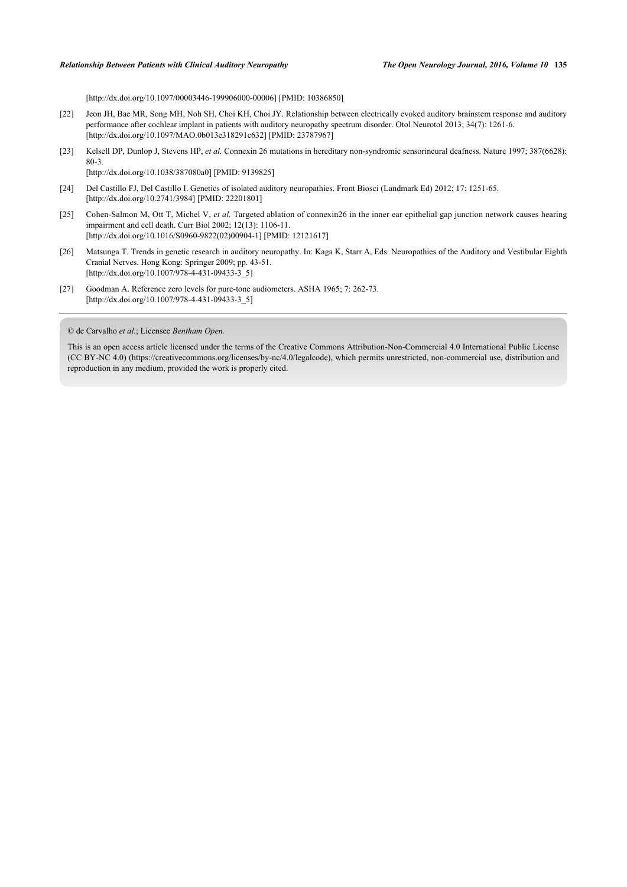[http://dx.doi.org/10.1097/00003446-199906000-00006] [PMID: 10386850]

[22] Jeon JH, Bae MR, Song MH, Noh SH, Choi KH, Choi JY. Relationship between electrically evoked auditory brainstem response and auditory performance after cochlear implant in patients with auditory neuropathy spectrum disorder. Otol Neurotol 2013; 34(7): 1261-6. [http://dx.doi.org/10.1097/MAO.0b013e318291c632] [PMID: 23787967]

[23] Kelsell DP, Dunlop J, Stevens HP, *et al.* Connexin 26 mutations in hereditary non-syndromic sensorineural deafness. Nature 1997; 387(6628): 80-3. [http://dx.doi.org/10.1038/387080a0] [PMID: 9139825]

[24] Del Castillo FJ, Del Castillo I. Genetics of isolated auditory neuropathies. Front Biosci (Landmark Ed) 2012; 17: 1251-65. [http://dx.doi.org/10.2741/3984] [PMID: 22201801]

[25] Cohen-Salmon M, Ott T, Michel V, *et al.* Targeted ablation of connexin26 in the inner ear epithelial gap junction network causes hearing impairment and cell death. Curr Biol 2002; 12(13): 1106-11. [http://dx.doi.org/10.1016/S0960-9822(02)00904-1] [PMID: 12121617]

[26] Matsunga T. Trends in genetic research in auditory neuropathy. In: Kaga K, Starr A, Eds. Neuropathies of the Auditory and Vestibular Eighth Cranial Nerves. Hong Kong: Springer 2009; pp. 43-51. [http://dx.doi.org/10.1007/978-4-431-09433-3_5]

[27] Goodman A. Reference zero levels for pure-tone audiometers. ASHA 1965; 7: 262-73. [http://dx.doi.org/10.1007/978-4-431-09433-3_5]

---

© de Carvalho *et al.*; Licensee *Bentham Open.*

This is an open access article licensed under the terms of the Creative Commons Attribution-Non-Commercial 4.0 International Public License (CC BY-NC 4.0) (https://creativecommons.org/licenses/by-nc/4.0/legalcode), which permits unrestricted, non-commercial use, distribution and reproduction in any medium, provided the work is properly cited.